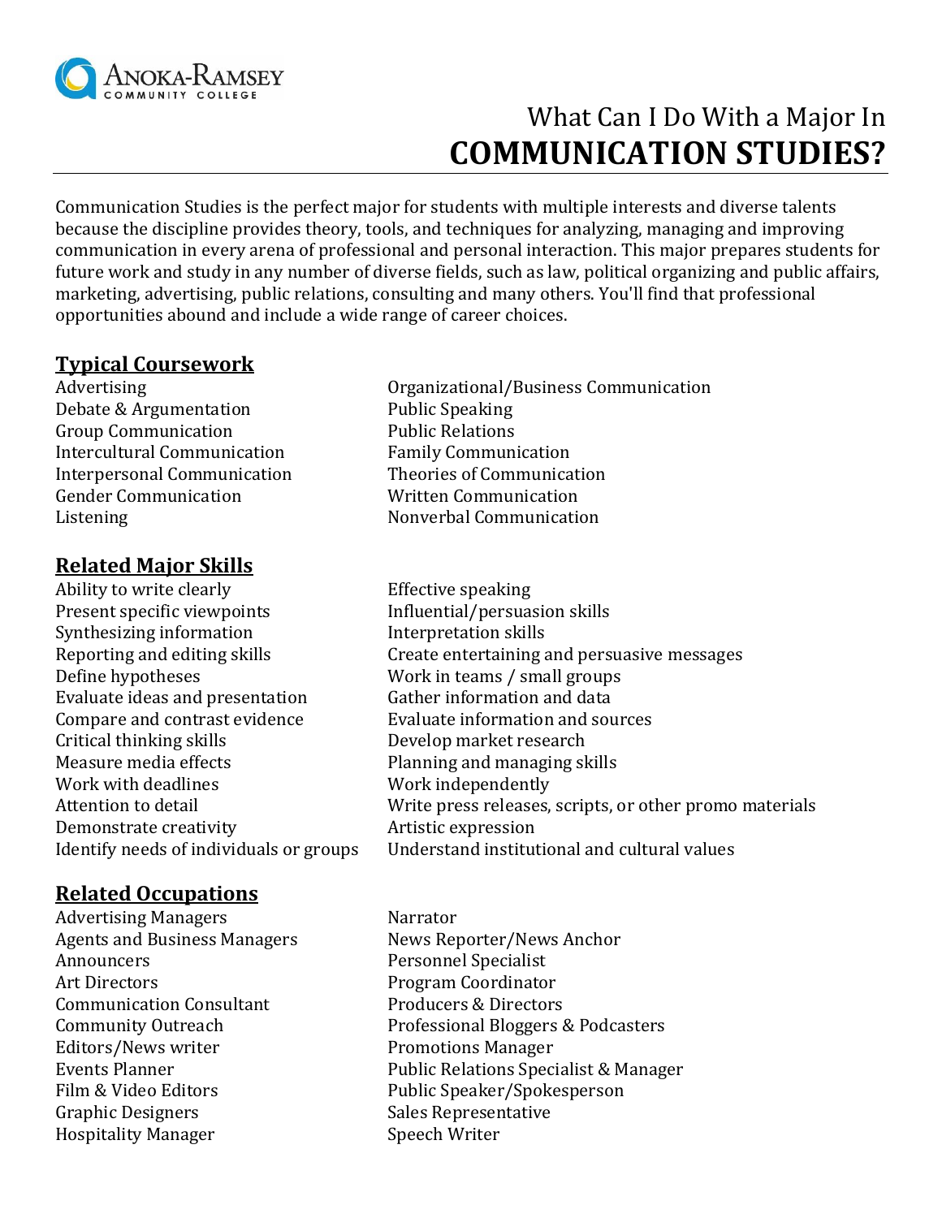Anoka-Ramsey Community College

# What Can I Do With a Major In **COMMUNICATION STUDIES?**

Communication Studies is the perfect major for students with multiple interests and diverse talents because the discipline provides theory, tools, and techniques for analyzing, managing and improving communication in every arena of professional and personal interaction. This major prepares students for future work and study in any number of diverse fields, such as law, political organizing and public affairs, marketing, advertising, public relations, consulting and many others. You'll find that professional opportunities abound and include a wide range of career choices.

## Typical Coursework

- Advertising
- Debate & Argumentation
- Group Communication
- Intercultural Communication
- Interpersonal Communication
- Gender Communication
- Listening
- Organizational/Business Communication
- Public Speaking
- Public Relations
- Family Communication
- Theories of Communication
- Written Communication
- Nonverbal Communication

## Related Major Skills

- Ability to write clearly
- Present specific viewpoints
- Synthesizing information
- Reporting and editing skills
- Define hypotheses
- Evaluate ideas and presentation
- Compare and contrast evidence
- Critical thinking skills
- Measure media effects
- Work with deadlines
- Attention to detail
- Demonstrate creativity
- Identify needs of individuals or groups
- Effective speaking
- Influential/persuasion skills
- Interpretation skills
- Create entertaining and persuasive messages
- Work in teams / small groups
- Gather information and data
- Evaluate information and sources
- Develop market research
- Planning and managing skills
- Work independently
- Write press releases, scripts, or other promo materials
- Artistic expression
- Understand institutional and cultural values

## Related Occupations

- Advertising Managers
- Agents and Business Managers
- Announcers
- Art Directors
- Communication Consultant
- Community Outreach
- Editors/News writer
- Events Planner
- Film & Video Editors
- Graphic Designers
- Hospitality Manager
- Narrator
- News Reporter/News Anchor
- Personnel Specialist
- Program Coordinator
- Producers & Directors
- Professional Bloggers & Podcasters
- Promotions Manager
- Public Relations Specialist & Manager
- Public Speaker/Spokesperson
- Sales Representative
- Speech Writer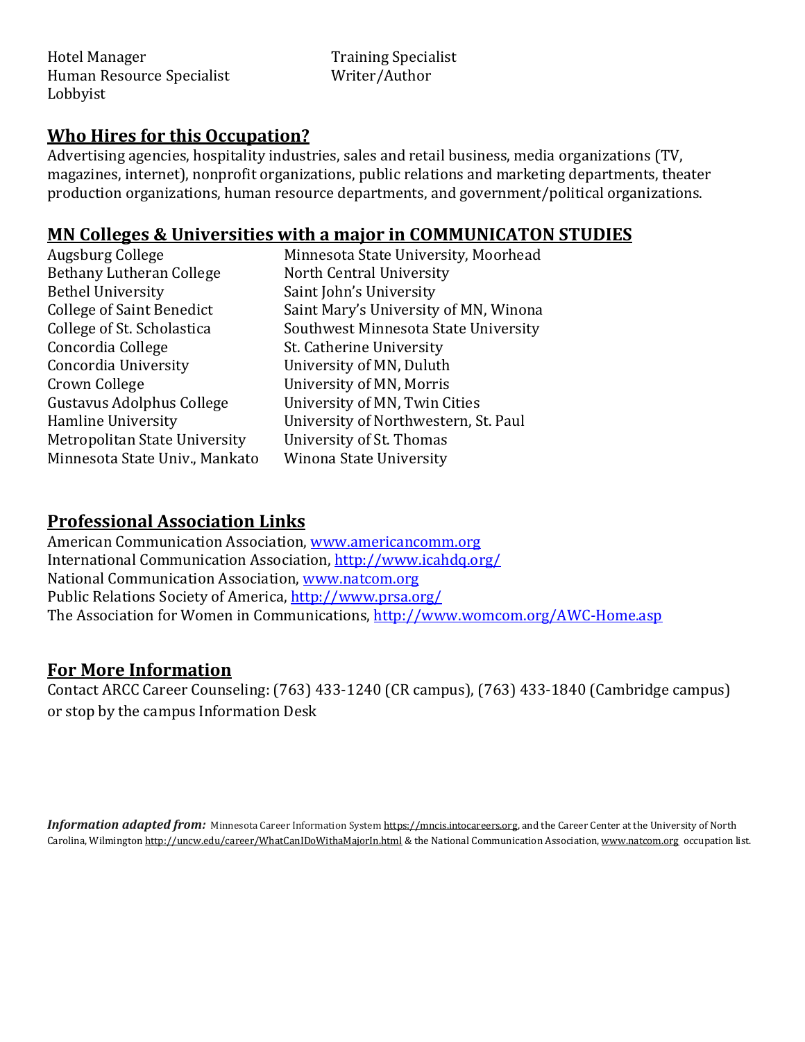Hotel Manager
Human Resource Specialist
Lobbyist
Training Specialist
Writer/Author

## Who Hires for this Occupation?

Advertising agencies, hospitality industries, sales and retail business, media organizations (TV, magazines, internet), nonprofit organizations, public relations and marketing departments, theater production organizations, human resource departments, and government/political organizations.

## MN Colleges & Universities with a major in COMMUNICATON STUDIES

Augsburg College
Bethany Lutheran College
Bethel University
College of Saint Benedict
College of St. Scholastica
Concordia College
Concordia University
Crown College
Gustavus Adolphus College
Hamline University
Metropolitan State University
Minnesota State Univ., Mankato
Minnesota State University, Moorhead
North Central University
Saint John's University
Saint Mary's University of MN, Winona
Southwest Minnesota State University
St. Catherine University
University of MN, Duluth
University of MN, Morris
University of MN, Twin Cities
University of Northwestern, St. Paul
University of St. Thomas
Winona State University

## Professional Association Links

American Communication Association, www.americancomm.org
International Communication Association, http://www.icahdq.org/
National Communication Association, www.natcom.org
Public Relations Society of America, http://www.prsa.org/
The Association for Women in Communications, http://www.womcom.org/AWC-Home.asp

## For More Information

Contact ARCC Career Counseling: (763) 433-1240 (CR campus), (763) 433-1840 (Cambridge campus) or stop by the campus Information Desk

***Information adapted from:*** Minnesota Career Information System https://mncis.intocareers.org, and the Career Center at the University of North Carolina, Wilmington http://uncw.edu/career/WhatCanIDoWithaMajorIn.html & the National Communication Association, www.natcom.org occupation list.